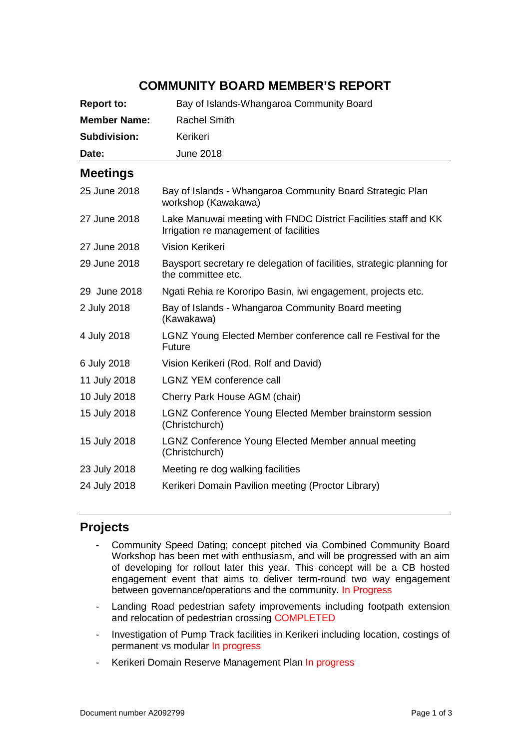# COMMUNITY BOARD MEMBER'S REPORT

| | |
|---|---|
| **Report to:** | Bay of Islands-Whangaroa Community Board |
| **Member Name:** | Rachel Smith |
| **Subdivision:** | Kerikeri |
| **Date:** | June 2018 |

## Meetings

| | |
|---|---|
| 25 June 2018 | Bay of Islands - Whangaroa Community Board Strategic Plan workshop (Kawakawa) |
| 27 June 2018 | Lake Manuwai meeting with FNDC District Facilities staff and KK Irrigation re management of facilities |
| 27 June 2018 | Vision Kerikeri |
| 29 June 2018 | Baysport secretary re delegation of facilities, strategic planning for the committee etc. |
| 29 June 2018 | Ngati Rehia re Kororipo Basin, iwi engagement, projects etc. |
| 2 July 2018 | Bay of Islands - Whangaroa Community Board meeting (Kawakawa) |
| 4 July 2018 | LGNZ Young Elected Member conference call re Festival for the Future |
| 6 July 2018 | Vision Kerikeri (Rod, Rolf and David) |
| 11 July 2018 | LGNZ YEM conference call |
| 10 July 2018 | Cherry Park House AGM (chair) |
| 15 July 2018 | LGNZ Conference Young Elected Member brainstorm session (Christchurch) |
| 15 July 2018 | LGNZ Conference Young Elected Member annual meeting (Christchurch) |
| 23 July 2018 | Meeting re dog walking facilities |
| 24 July 2018 | Kerikeri Domain Pavilion meeting (Proctor Library) |

## Projects

- Community Speed Dating; concept pitched via Combined Community Board Workshop has been met with enthusiasm, and will be progressed with an aim of developing for rollout later this year. This concept will be a CB hosted engagement event that aims to deliver term-round two way engagement between governance/operations and the community. In Progress
- Landing Road pedestrian safety improvements including footpath extension and relocation of pedestrian crossing COMPLETED
- Investigation of Pump Track facilities in Kerikeri including location, costings of permanent vs modular In progress
- Kerikeri Domain Reserve Management Plan In progress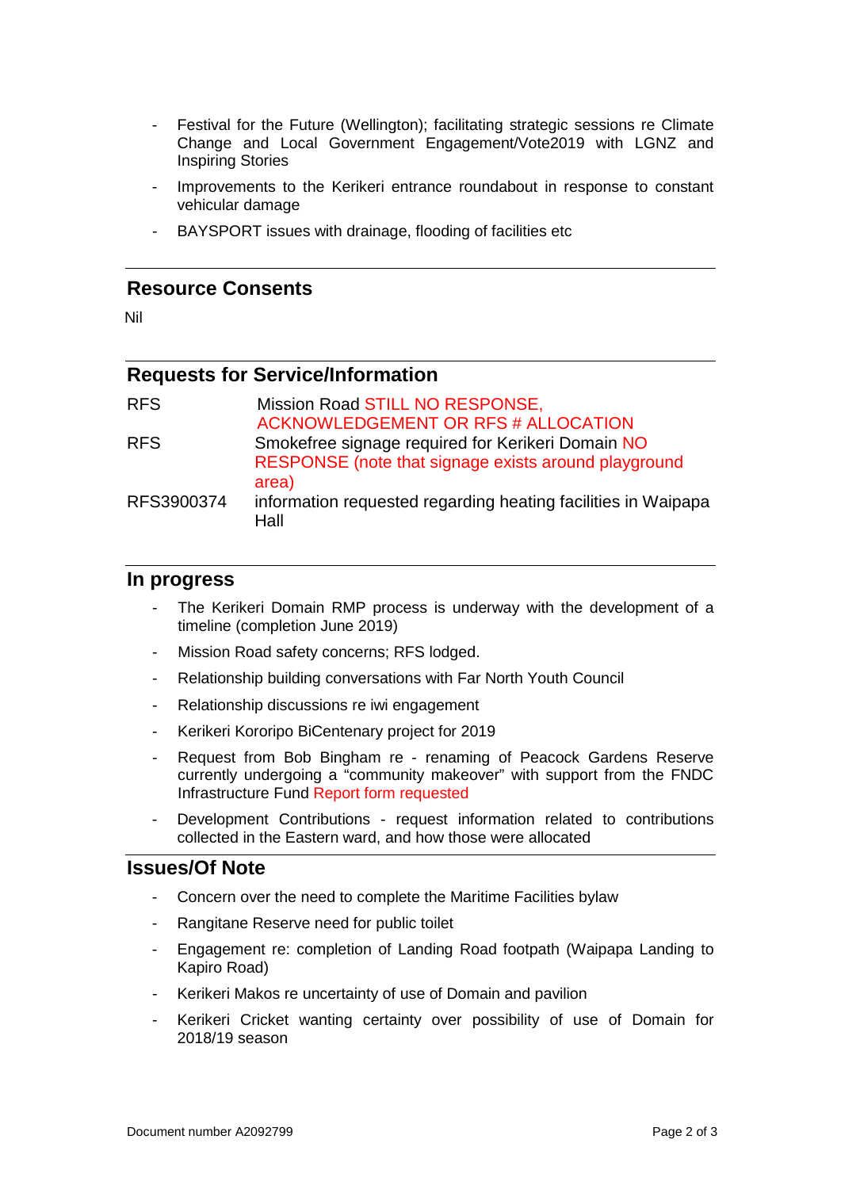- Festival for the Future (Wellington); facilitating strategic sessions re Climate Change and Local Government Engagement/Vote2019 with LGNZ and Inspiring Stories
- Improvements to the Kerikeri entrance roundabout in response to constant vehicular damage
- BAYSPORT issues with drainage, flooding of facilities etc

## Resource Consents

Nil

## Requests for Service/Information

| | |
|---|---|
| RFS | Mission Road STILL NO RESPONSE, ACKNOWLEDGEMENT OR RFS # ALLOCATION |
| RFS | Smokefree signage required for Kerikeri Domain NO RESPONSE (note that signage exists around playground area) |
| RFS3900374 | information requested regarding heating facilities in Waipapa Hall |

## In progress

- The Kerikeri Domain RMP process is underway with the development of a timeline (completion June 2019)
- Mission Road safety concerns; RFS lodged.
- Relationship building conversations with Far North Youth Council
- Relationship discussions re iwi engagement
- Kerikeri Kororipo BiCentenary project for 2019
- Request from Bob Bingham re - renaming of Peacock Gardens Reserve currently undergoing a "community makeover" with support from the FNDC Infrastructure Fund Report form requested
- Development Contributions - request information related to contributions collected in the Eastern ward, and how those were allocated

## Issues/Of Note

- Concern over the need to complete the Maritime Facilities bylaw
- Rangitane Reserve need for public toilet
- Engagement re: completion of Landing Road footpath (Waipapa Landing to Kapiro Road)
- Kerikeri Makos re uncertainty of use of Domain and pavilion
- Kerikeri Cricket wanting certainty over possibility of use of Domain for 2018/19 season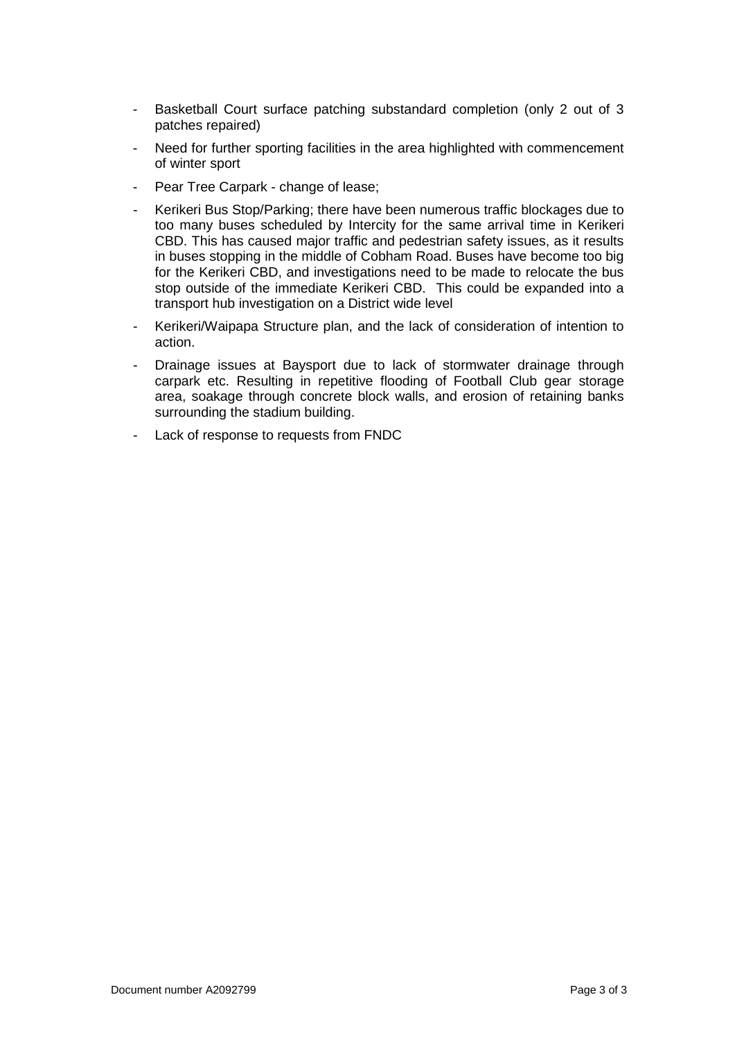- Basketball Court surface patching substandard completion (only 2 out of 3 patches repaired)
- Need for further sporting facilities in the area highlighted with commencement of winter sport
- Pear Tree Carpark - change of lease;
- Kerikeri Bus Stop/Parking; there have been numerous traffic blockages due to too many buses scheduled by Intercity for the same arrival time in Kerikeri CBD. This has caused major traffic and pedestrian safety issues, as it results in buses stopping in the middle of Cobham Road. Buses have become too big for the Kerikeri CBD, and investigations need to be made to relocate the bus stop outside of the immediate Kerikeri CBD. This could be expanded into a transport hub investigation on a District wide level
- Kerikeri/Waipapa Structure plan, and the lack of consideration of intention to action.
- Drainage issues at Baysport due to lack of stormwater drainage through carpark etc. Resulting in repetitive flooding of Football Club gear storage area, soakage through concrete block walls, and erosion of retaining banks surrounding the stadium building.
- Lack of response to requests from FNDC